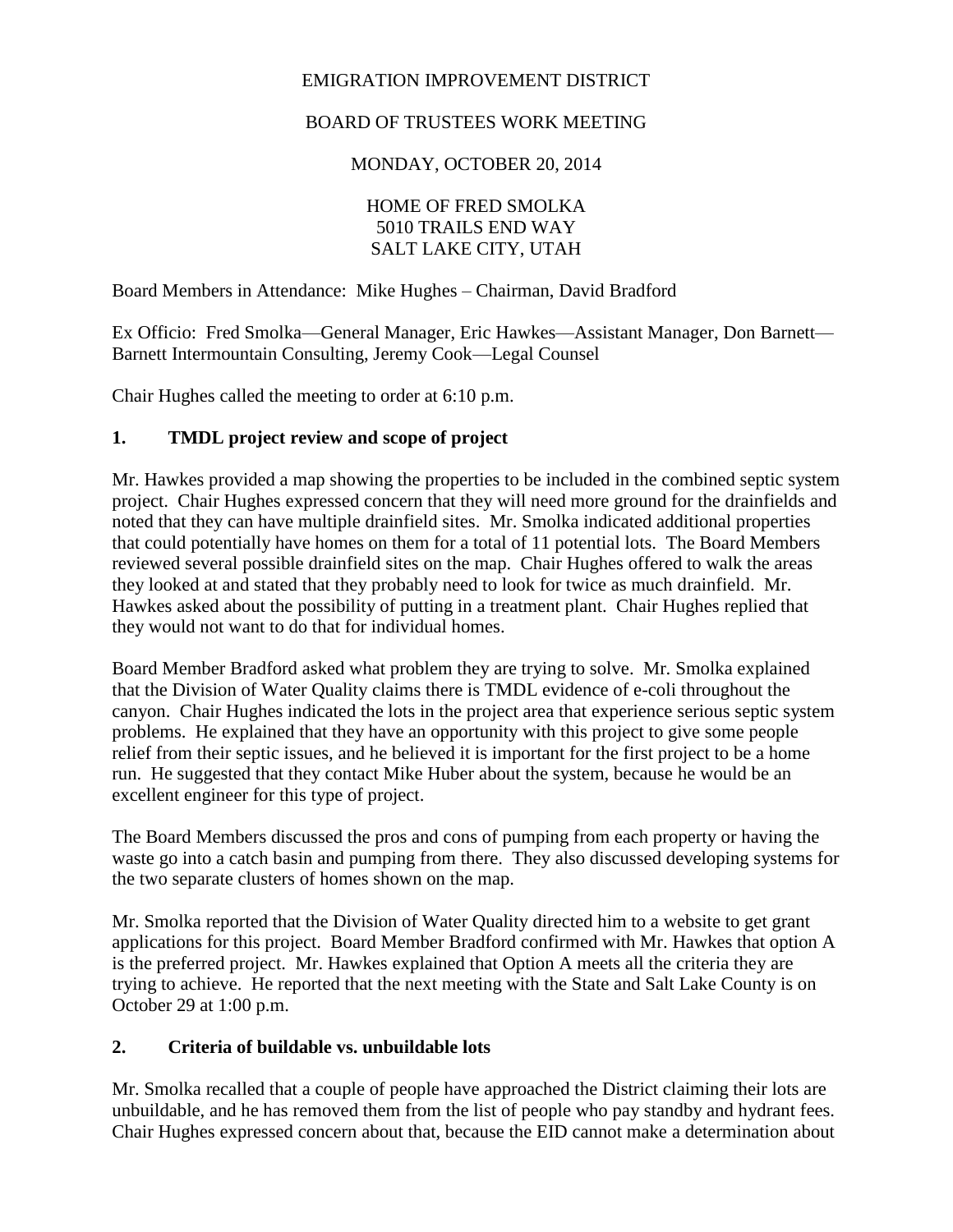EMIGRATION IMPROVEMENT DISTRICT

BOARD OF TRUSTEES WORK MEETING

MONDAY, OCTOBER 20, 2014

HOME OF FRED SMOLKA
5010 TRAILS END WAY
SALT LAKE CITY, UTAH

Board Members in Attendance: Mike Hughes – Chairman, David Bradford

Ex Officio: Fred Smolka—General Manager, Eric Hawkes—Assistant Manager, Don Barnett—Barnett Intermountain Consulting, Jeremy Cook—Legal Counsel

Chair Hughes called the meeting to order at 6:10 p.m.

## 1. TMDL project review and scope of project

Mr. Hawkes provided a map showing the properties to be included in the combined septic system project. Chair Hughes expressed concern that they will need more ground for the drainfields and noted that they can have multiple drainfield sites. Mr. Smolka indicated additional properties that could potentially have homes on them for a total of 11 potential lots. The Board Members reviewed several possible drainfield sites on the map. Chair Hughes offered to walk the areas they looked at and stated that they probably need to look for twice as much drainfield. Mr. Hawkes asked about the possibility of putting in a treatment plant. Chair Hughes replied that they would not want to do that for individual homes.

Board Member Bradford asked what problem they are trying to solve. Mr. Smolka explained that the Division of Water Quality claims there is TMDL evidence of e-coli throughout the canyon. Chair Hughes indicated the lots in the project area that experience serious septic system problems. He explained that they have an opportunity with this project to give some people relief from their septic issues, and he believed it is important for the first project to be a home run. He suggested that they contact Mike Huber about the system, because he would be an excellent engineer for this type of project.

The Board Members discussed the pros and cons of pumping from each property or having the waste go into a catch basin and pumping from there. They also discussed developing systems for the two separate clusters of homes shown on the map.

Mr. Smolka reported that the Division of Water Quality directed him to a website to get grant applications for this project. Board Member Bradford confirmed with Mr. Hawkes that option A is the preferred project. Mr. Hawkes explained that Option A meets all the criteria they are trying to achieve. He reported that the next meeting with the State and Salt Lake County is on October 29 at 1:00 p.m.

## 2. Criteria of buildable vs. unbuildable lots

Mr. Smolka recalled that a couple of people have approached the District claiming their lots are unbuildable, and he has removed them from the list of people who pay standby and hydrant fees. Chair Hughes expressed concern about that, because the EID cannot make a determination about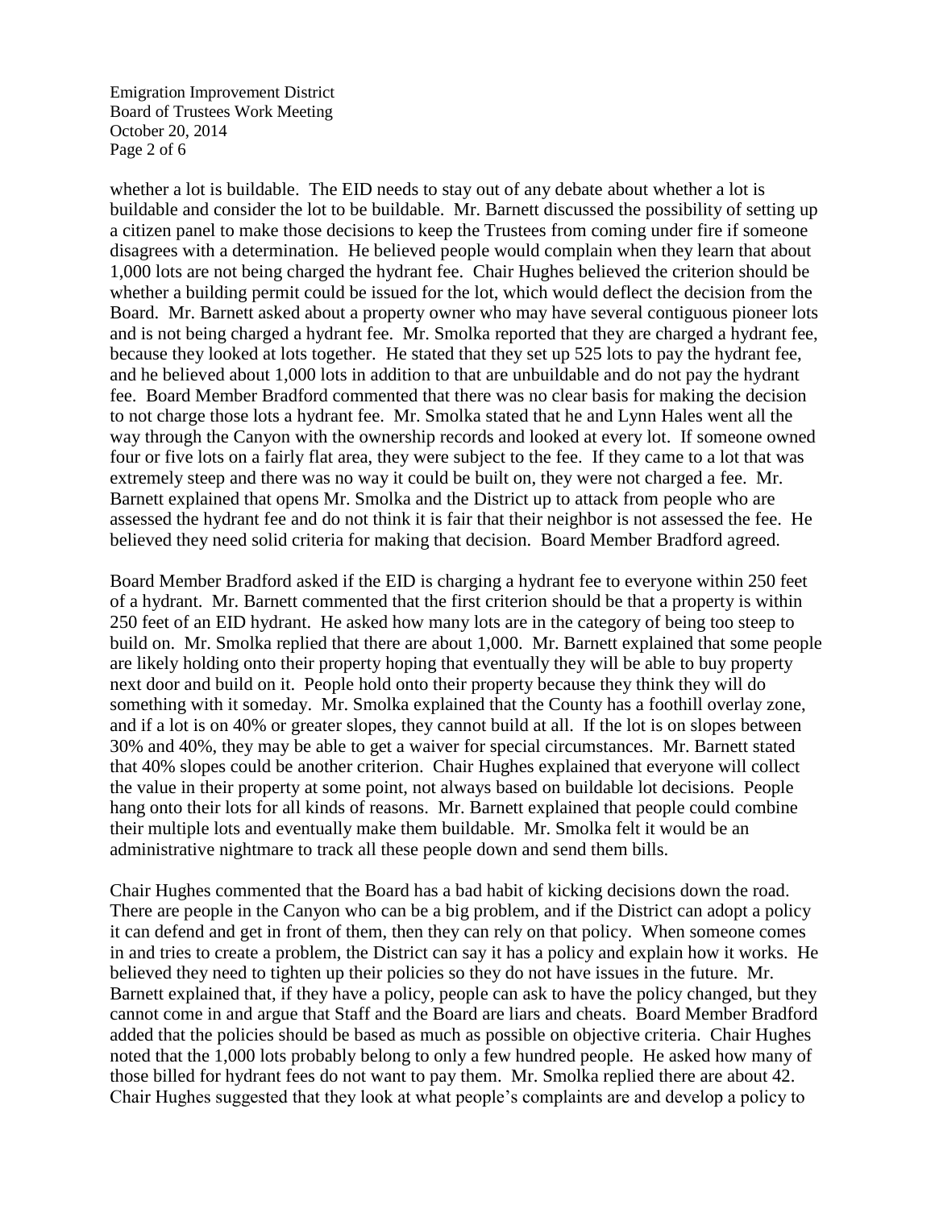whether a lot is buildable. The EID needs to stay out of any debate about whether a lot is buildable and consider the lot to be buildable. Mr. Barnett discussed the possibility of setting up a citizen panel to make those decisions to keep the Trustees from coming under fire if someone disagrees with a determination. He believed people would complain when they learn that about 1,000 lots are not being charged the hydrant fee. Chair Hughes believed the criterion should be whether a building permit could be issued for the lot, which would deflect the decision from the Board. Mr. Barnett asked about a property owner who may have several contiguous pioneer lots and is not being charged a hydrant fee. Mr. Smolka reported that they are charged a hydrant fee, because they looked at lots together. He stated that they set up 525 lots to pay the hydrant fee, and he believed about 1,000 lots in addition to that are unbuildable and do not pay the hydrant fee. Board Member Bradford commented that there was no clear basis for making the decision to not charge those lots a hydrant fee. Mr. Smolka stated that he and Lynn Hales went all the way through the Canyon with the ownership records and looked at every lot. If someone owned four or five lots on a fairly flat area, they were subject to the fee. If they came to a lot that was extremely steep and there was no way it could be built on, they were not charged a fee. Mr. Barnett explained that opens Mr. Smolka and the District up to attack from people who are assessed the hydrant fee and do not think it is fair that their neighbor is not assessed the fee. He believed they need solid criteria for making that decision. Board Member Bradford agreed.

Board Member Bradford asked if the EID is charging a hydrant fee to everyone within 250 feet of a hydrant. Mr. Barnett commented that the first criterion should be that a property is within 250 feet of an EID hydrant. He asked how many lots are in the category of being too steep to build on. Mr. Smolka replied that there are about 1,000. Mr. Barnett explained that some people are likely holding onto their property hoping that eventually they will be able to buy property next door and build on it. People hold onto their property because they think they will do something with it someday. Mr. Smolka explained that the County has a foothill overlay zone, and if a lot is on 40% or greater slopes, they cannot build at all. If the lot is on slopes between 30% and 40%, they may be able to get a waiver for special circumstances. Mr. Barnett stated that 40% slopes could be another criterion. Chair Hughes explained that everyone will collect the value in their property at some point, not always based on buildable lot decisions. People hang onto their lots for all kinds of reasons. Mr. Barnett explained that people could combine their multiple lots and eventually make them buildable. Mr. Smolka felt it would be an administrative nightmare to track all these people down and send them bills.

Chair Hughes commented that the Board has a bad habit of kicking decisions down the road. There are people in the Canyon who can be a big problem, and if the District can adopt a policy it can defend and get in front of them, then they can rely on that policy. When someone comes in and tries to create a problem, the District can say it has a policy and explain how it works. He believed they need to tighten up their policies so they do not have issues in the future. Mr. Barnett explained that, if they have a policy, people can ask to have the policy changed, but they cannot come in and argue that Staff and the Board are liars and cheats. Board Member Bradford added that the policies should be based as much as possible on objective criteria. Chair Hughes noted that the 1,000 lots probably belong to only a few hundred people. He asked how many of those billed for hydrant fees do not want to pay them. Mr. Smolka replied there are about 42. Chair Hughes suggested that they look at what people's complaints are and develop a policy to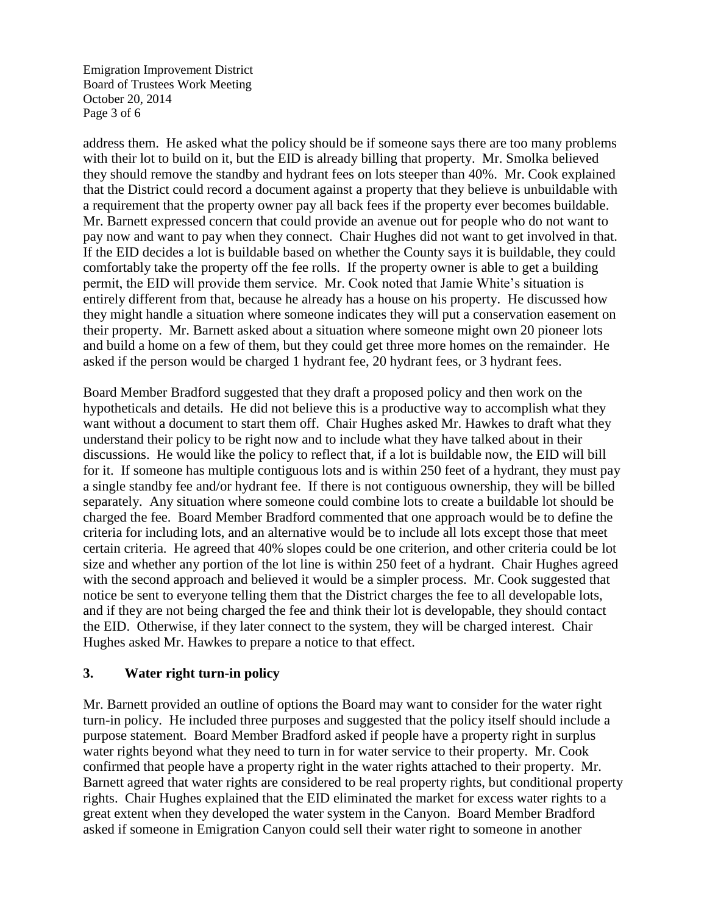address them. He asked what the policy should be if someone says there are too many problems with their lot to build on it, but the EID is already billing that property. Mr. Smolka believed they should remove the standby and hydrant fees on lots steeper than 40%. Mr. Cook explained that the District could record a document against a property that they believe is unbuildable with a requirement that the property owner pay all back fees if the property ever becomes buildable. Mr. Barnett expressed concern that could provide an avenue out for people who do not want to pay now and want to pay when they connect. Chair Hughes did not want to get involved in that. If the EID decides a lot is buildable based on whether the County says it is buildable, they could comfortably take the property off the fee rolls. If the property owner is able to get a building permit, the EID will provide them service. Mr. Cook noted that Jamie White's situation is entirely different from that, because he already has a house on his property. He discussed how they might handle a situation where someone indicates they will put a conservation easement on their property. Mr. Barnett asked about a situation where someone might own 20 pioneer lots and build a home on a few of them, but they could get three more homes on the remainder. He asked if the person would be charged 1 hydrant fee, 20 hydrant fees, or 3 hydrant fees.

Board Member Bradford suggested that they draft a proposed policy and then work on the hypotheticals and details. He did not believe this is a productive way to accomplish what they want without a document to start them off. Chair Hughes asked Mr. Hawkes to draft what they understand their policy to be right now and to include what they have talked about in their discussions. He would like the policy to reflect that, if a lot is buildable now, the EID will bill for it. If someone has multiple contiguous lots and is within 250 feet of a hydrant, they must pay a single standby fee and/or hydrant fee. If there is not contiguous ownership, they will be billed separately. Any situation where someone could combine lots to create a buildable lot should be charged the fee. Board Member Bradford commented that one approach would be to define the criteria for including lots, and an alternative would be to include all lots except those that meet certain criteria. He agreed that 40% slopes could be one criterion, and other criteria could be lot size and whether any portion of the lot line is within 250 feet of a hydrant. Chair Hughes agreed with the second approach and believed it would be a simpler process. Mr. Cook suggested that notice be sent to everyone telling them that the District charges the fee to all developable lots, and if they are not being charged the fee and think their lot is developable, they should contact the EID. Otherwise, if they later connect to the system, they will be charged interest. Chair Hughes asked Mr. Hawkes to prepare a notice to that effect.

## 3. Water right turn-in policy

Mr. Barnett provided an outline of options the Board may want to consider for the water right turn-in policy. He included three purposes and suggested that the policy itself should include a purpose statement. Board Member Bradford asked if people have a property right in surplus water rights beyond what they need to turn in for water service to their property. Mr. Cook confirmed that people have a property right in the water rights attached to their property. Mr. Barnett agreed that water rights are considered to be real property rights, but conditional property rights. Chair Hughes explained that the EID eliminated the market for excess water rights to a great extent when they developed the water system in the Canyon. Board Member Bradford asked if someone in Emigration Canyon could sell their water right to someone in another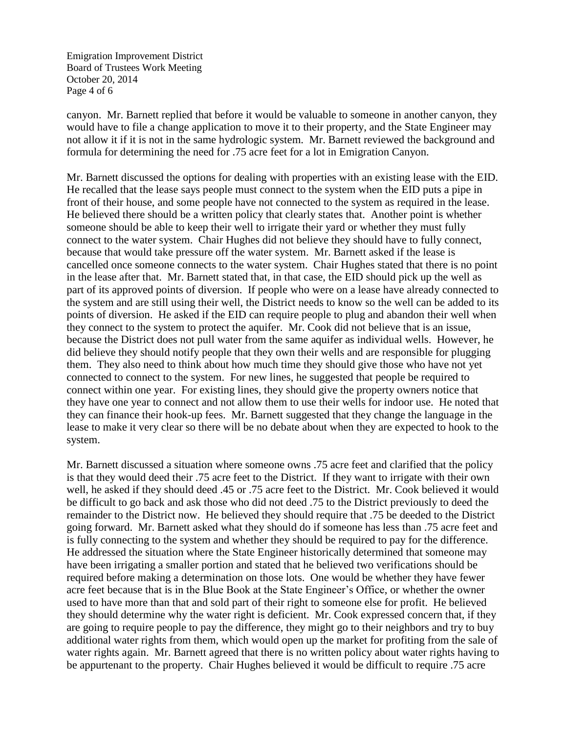canyon. Mr. Barnett replied that before it would be valuable to someone in another canyon, they would have to file a change application to move it to their property, and the State Engineer may not allow it if it is not in the same hydrologic system. Mr. Barnett reviewed the background and formula for determining the need for .75 acre feet for a lot in Emigration Canyon.

Mr. Barnett discussed the options for dealing with properties with an existing lease with the EID. He recalled that the lease says people must connect to the system when the EID puts a pipe in front of their house, and some people have not connected to the system as required in the lease. He believed there should be a written policy that clearly states that. Another point is whether someone should be able to keep their well to irrigate their yard or whether they must fully connect to the water system. Chair Hughes did not believe they should have to fully connect, because that would take pressure off the water system. Mr. Barnett asked if the lease is cancelled once someone connects to the water system. Chair Hughes stated that there is no point in the lease after that. Mr. Barnett stated that, in that case, the EID should pick up the well as part of its approved points of diversion. If people who were on a lease have already connected to the system and are still using their well, the District needs to know so the well can be added to its points of diversion. He asked if the EID can require people to plug and abandon their well when they connect to the system to protect the aquifer. Mr. Cook did not believe that is an issue, because the District does not pull water from the same aquifer as individual wells. However, he did believe they should notify people that they own their wells and are responsible for plugging them. They also need to think about how much time they should give those who have not yet connected to connect to the system. For new lines, he suggested that people be required to connect within one year. For existing lines, they should give the property owners notice that they have one year to connect and not allow them to use their wells for indoor use. He noted that they can finance their hook-up fees. Mr. Barnett suggested that they change the language in the lease to make it very clear so there will be no debate about when they are expected to hook to the system.

Mr. Barnett discussed a situation where someone owns .75 acre feet and clarified that the policy is that they would deed their .75 acre feet to the District. If they want to irrigate with their own well, he asked if they should deed .45 or .75 acre feet to the District. Mr. Cook believed it would be difficult to go back and ask those who did not deed .75 to the District previously to deed the remainder to the District now. He believed they should require that .75 be deeded to the District going forward. Mr. Barnett asked what they should do if someone has less than .75 acre feet and is fully connecting to the system and whether they should be required to pay for the difference. He addressed the situation where the State Engineer historically determined that someone may have been irrigating a smaller portion and stated that he believed two verifications should be required before making a determination on those lots. One would be whether they have fewer acre feet because that is in the Blue Book at the State Engineer's Office, or whether the owner used to have more than that and sold part of their right to someone else for profit. He believed they should determine why the water right is deficient. Mr. Cook expressed concern that, if they are going to require people to pay the difference, they might go to their neighbors and try to buy additional water rights from them, which would open up the market for profiting from the sale of water rights again. Mr. Barnett agreed that there is no written policy about water rights having to be appurtenant to the property. Chair Hughes believed it would be difficult to require .75 acre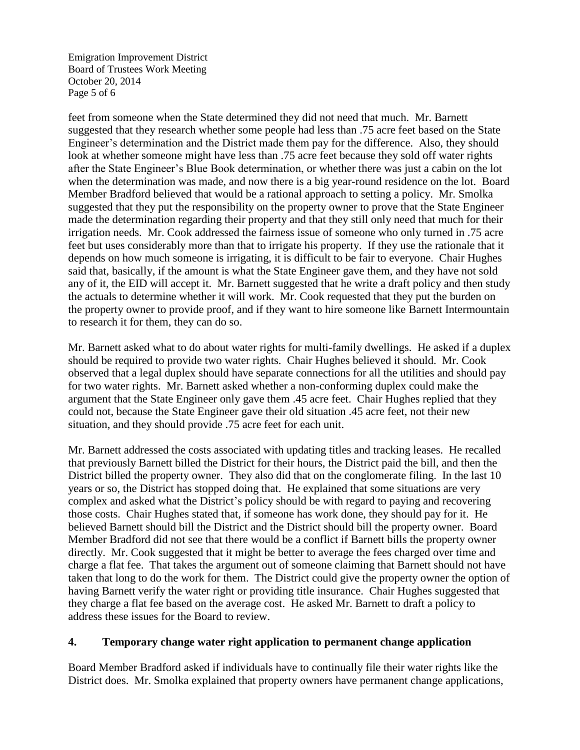feet from someone when the State determined they did not need that much. Mr. Barnett suggested that they research whether some people had less than .75 acre feet based on the State Engineer's determination and the District made them pay for the difference. Also, they should look at whether someone might have less than .75 acre feet because they sold off water rights after the State Engineer's Blue Book determination, or whether there was just a cabin on the lot when the determination was made, and now there is a big year-round residence on the lot. Board Member Bradford believed that would be a rational approach to setting a policy. Mr. Smolka suggested that they put the responsibility on the property owner to prove that the State Engineer made the determination regarding their property and that they still only need that much for their irrigation needs. Mr. Cook addressed the fairness issue of someone who only turned in .75 acre feet but uses considerably more than that to irrigate his property. If they use the rationale that it depends on how much someone is irrigating, it is difficult to be fair to everyone. Chair Hughes said that, basically, if the amount is what the State Engineer gave them, and they have not sold any of it, the EID will accept it. Mr. Barnett suggested that he write a draft policy and then study the actuals to determine whether it will work. Mr. Cook requested that they put the burden on the property owner to provide proof, and if they want to hire someone like Barnett Intermountain to research it for them, they can do so.

Mr. Barnett asked what to do about water rights for multi-family dwellings. He asked if a duplex should be required to provide two water rights. Chair Hughes believed it should. Mr. Cook observed that a legal duplex should have separate connections for all the utilities and should pay for two water rights. Mr. Barnett asked whether a non-conforming duplex could make the argument that the State Engineer only gave them .45 acre feet. Chair Hughes replied that they could not, because the State Engineer gave their old situation .45 acre feet, not their new situation, and they should provide .75 acre feet for each unit.

Mr. Barnett addressed the costs associated with updating titles and tracking leases. He recalled that previously Barnett billed the District for their hours, the District paid the bill, and then the District billed the property owner. They also did that on the conglomerate filing. In the last 10 years or so, the District has stopped doing that. He explained that some situations are very complex and asked what the District's policy should be with regard to paying and recovering those costs. Chair Hughes stated that, if someone has work done, they should pay for it. He believed Barnett should bill the District and the District should bill the property owner. Board Member Bradford did not see that there would be a conflict if Barnett bills the property owner directly. Mr. Cook suggested that it might be better to average the fees charged over time and charge a flat fee. That takes the argument out of someone claiming that Barnett should not have taken that long to do the work for them. The District could give the property owner the option of having Barnett verify the water right or providing title insurance. Chair Hughes suggested that they charge a flat fee based on the average cost. He asked Mr. Barnett to draft a policy to address these issues for the Board to review.

## 4. Temporary change water right application to permanent change application

Board Member Bradford asked if individuals have to continually file their water rights like the District does. Mr. Smolka explained that property owners have permanent change applications,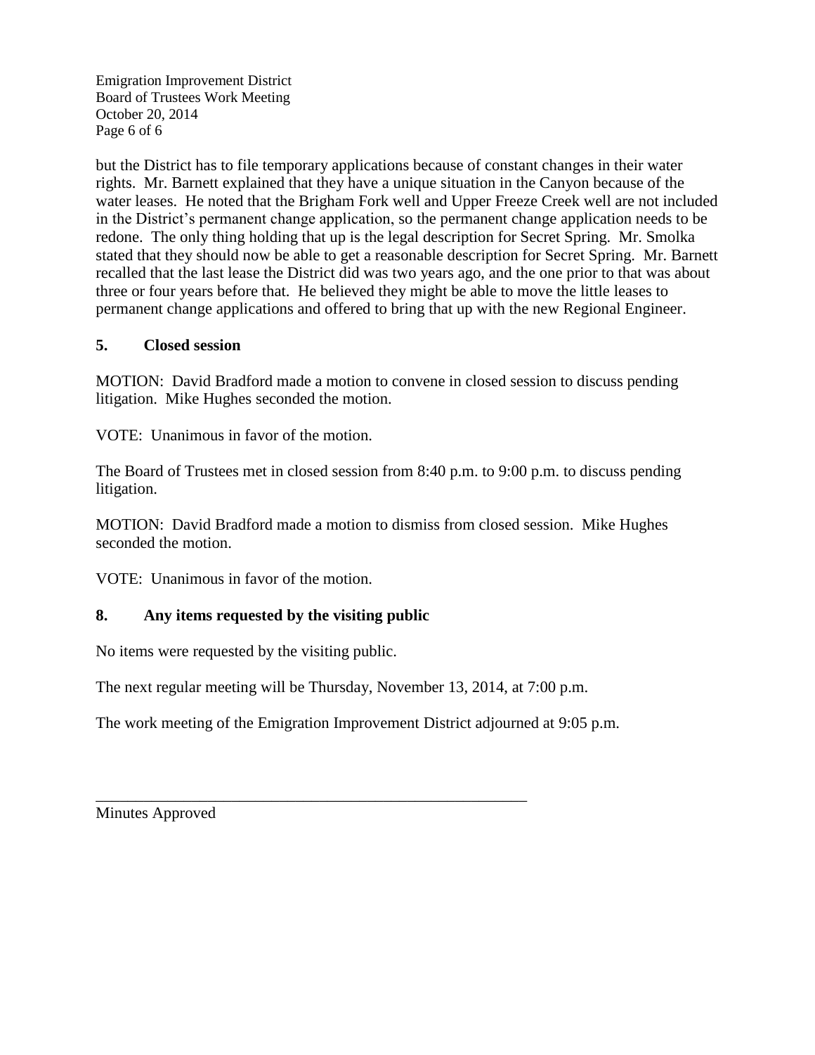but the District has to file temporary applications because of constant changes in their water rights. Mr. Barnett explained that they have a unique situation in the Canyon because of the water leases. He noted that the Brigham Fork well and Upper Freeze Creek well are not included in the District's permanent change application, so the permanent change application needs to be redone. The only thing holding that up is the legal description for Secret Spring. Mr. Smolka stated that they should now be able to get a reasonable description for Secret Spring. Mr. Barnett recalled that the last lease the District did was two years ago, and the one prior to that was about three or four years before that. He believed they might be able to move the little leases to permanent change applications and offered to bring that up with the new Regional Engineer.

## 5. Closed session

MOTION: David Bradford made a motion to convene in closed session to discuss pending litigation. Mike Hughes seconded the motion.

VOTE: Unanimous in favor of the motion.

The Board of Trustees met in closed session from 8:40 p.m. to 9:00 p.m. to discuss pending litigation.

MOTION: David Bradford made a motion to dismiss from closed session. Mike Hughes seconded the motion.

VOTE: Unanimous in favor of the motion.

## 8. Any items requested by the visiting public

No items were requested by the visiting public.

The next regular meeting will be Thursday, November 13, 2014, at 7:00 p.m.

The work meeting of the Emigration Improvement District adjourned at 9:05 p.m.

\_\_\_\_\_\_\_\_\_\_\_\_\_\_\_\_\_\_\_\_\_\_\_\_\_\_\_\_\_\_\_\_\_\_\_\_\_\_\_\_\_\_\_\_\_\_\_\_\_\_\_\_

Minutes Approved